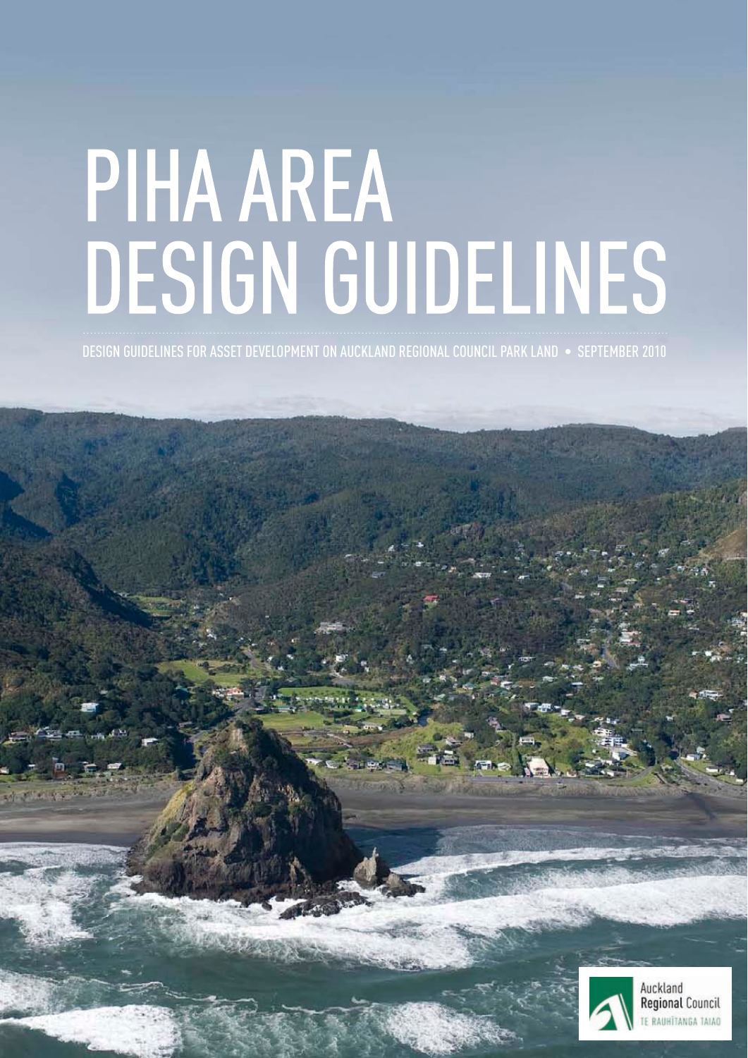# PIHA AREA DESIGN GUIDELINES

DESIGN GUIDELINES FOR ASSET DEVELOPMENT ON AUCKLAND REGIONAL COUNCIL PARK LAND • SEPTEMBER 2010

Auckland Regional Council
TE RAUHĪTANGA TAIAO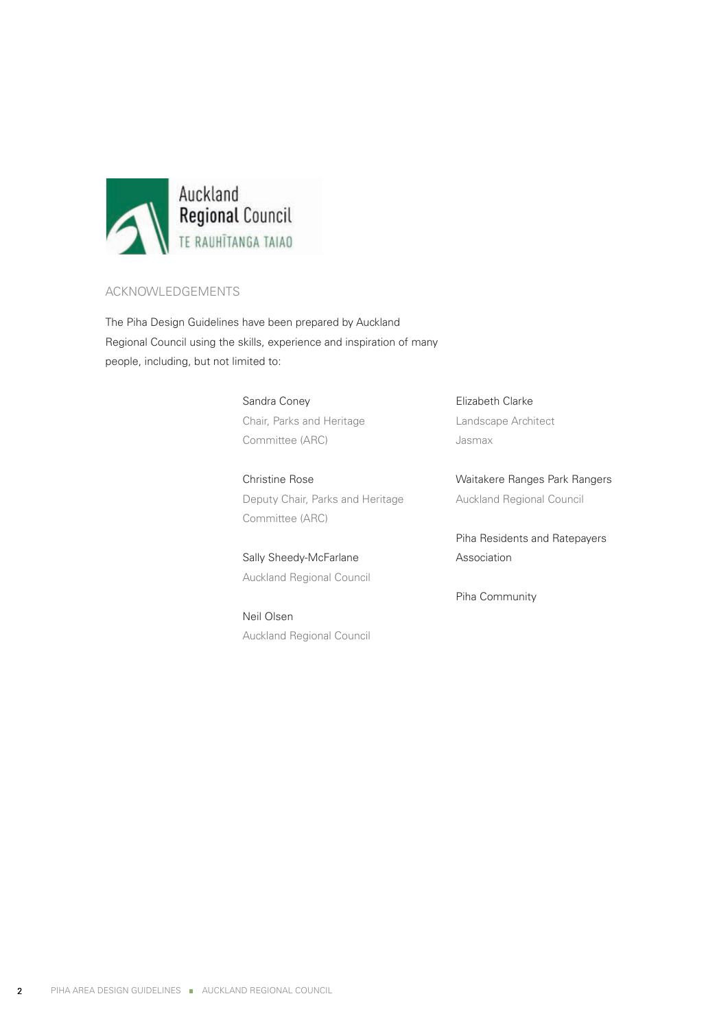Auckland Regional Council
TE RAUHĪTANGA TAIAO

## ACKNOWLEDGEMENTS

The Piha Design Guidelines have been prepared by Auckland Regional Council using the skills, experience and inspiration of many people, including, but not limited to:

Sandra Coney
Chair, Parks and Heritage Committee (ARC)

Christine Rose
Deputy Chair, Parks and Heritage Committee (ARC)

Sally Sheedy-McFarlane
Auckland Regional Council

Neil Olsen
Auckland Regional Council

Elizabeth Clarke
Landscape Architect
Jasmax

Waitakere Ranges Park Rangers
Auckland Regional Council

Piha Residents and Ratepayers Association

Piha Community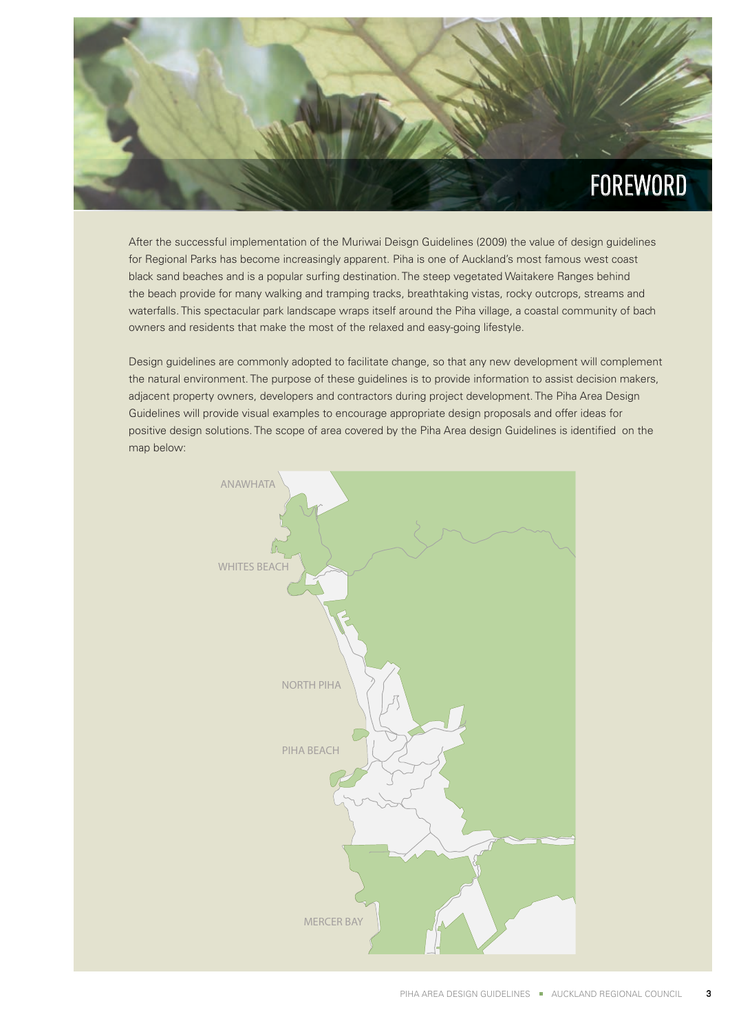# FOREWORD

After the successful implementation of the Muriwai Deisgn Guidelines (2009) the value of design guidelines for Regional Parks has become increasingly apparent. Piha is one of Auckland's most famous west coast black sand beaches and is a popular surfing destination. The steep vegetated Waitakere Ranges behind the beach provide for many walking and tramping tracks, breathtaking vistas, rocky outcrops, streams and waterfalls. This spectacular park landscape wraps itself around the Piha village, a coastal community of bach owners and residents that make the most of the relaxed and easy-going lifestyle.

Design guidelines are commonly adopted to facilitate change, so that any new development will complement the natural environment. The purpose of these guidelines is to provide information to assist decision makers, adjacent property owners, developers and contractors during project development. The Piha Area Design Guidelines will provide visual examples to encourage appropriate design proposals and offer ideas for positive design solutions. The scope of area covered by the Piha Area design Guidelines is identified on the map below:

ANAWHATA

WHITES BEACH

NORTH PIHA

PIHA BEACH

MERCER BAY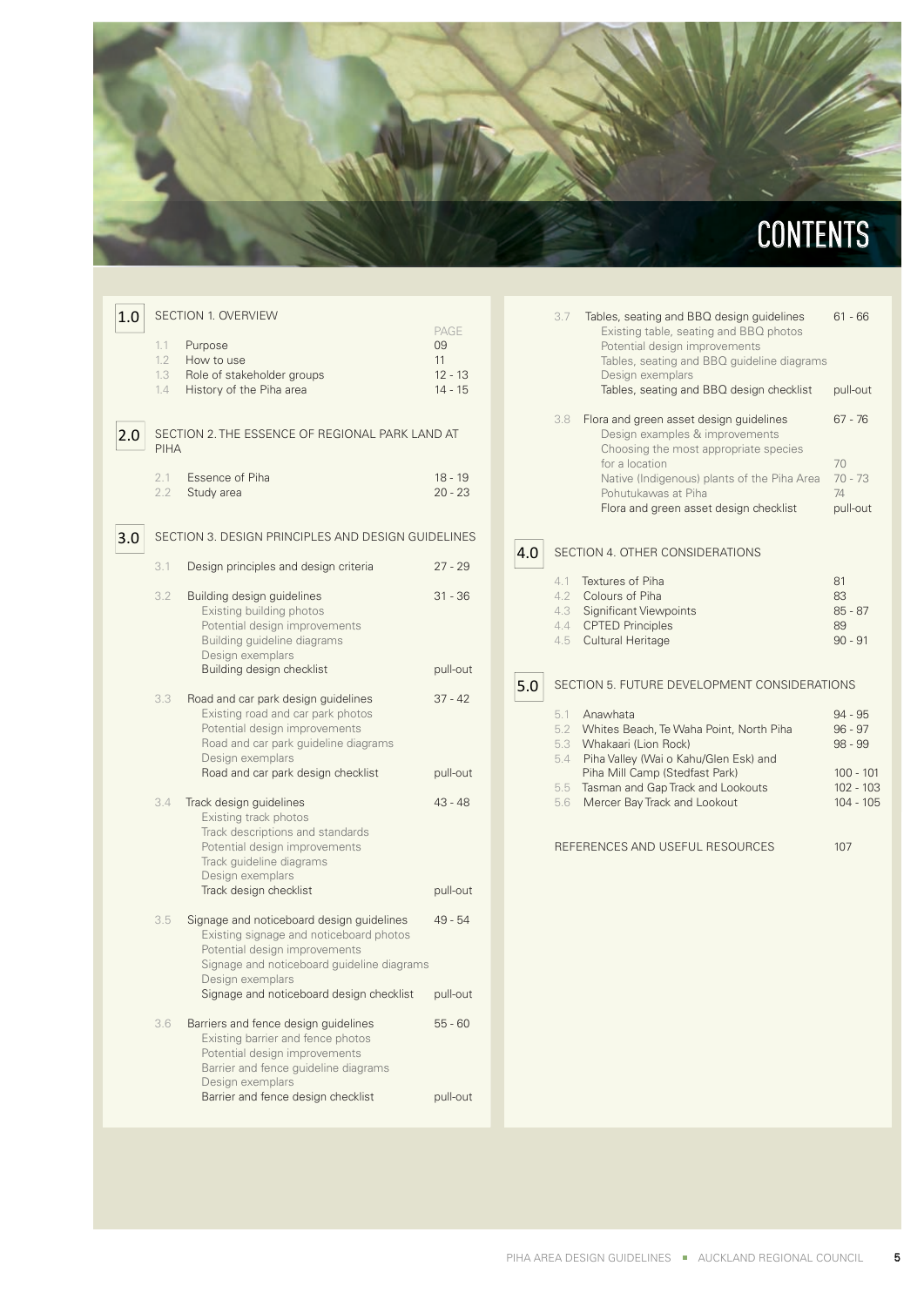# CONTENTS

## 1.0 SECTION 1. OVERVIEW

| | | PAGE |
|---|---|---|
| 1.1 | Purpose | 09 |
| 1.2 | How to use | 11 |
| 1.3 | Role of stakeholder groups | 12 - 13 |
| 1.4 | History of the Piha area | 14 - 15 |

## 2.0 SECTION 2. THE ESSENCE OF REGIONAL PARK LAND AT PIHA

| | | |
|---|---|---|
| 2.1 | Essence of Piha | 18 - 19 |
| 2.2 | Study area | 20 - 23 |

## 3.0 SECTION 3. DESIGN PRINCIPLES AND DESIGN GUIDELINES

| | | |
|---|---|---|
| 3.1 | Design principles and design criteria | 27 - 29 |
| 3.2 | Building design guidelines | 31 - 36 |
| | Existing building photos | |
| | Potential design improvements | |
| | Building guideline diagrams | |
| | Design exemplars | |
| | Building design checklist | pull-out |
| 3.3 | Road and car park design guidelines | 37 - 42 |
| | Existing road and car park photos | |
| | Potential design improvements | |
| | Road and car park guideline diagrams | |
| | Design exemplars | |
| | Road and car park design checklist | pull-out |
| 3.4 | Track design guidelines | 43 - 48 |
| | Existing track photos | |
| | Track descriptions and standards | |
| | Potential design improvements | |
| | Track guideline diagrams | |
| | Design exemplars | |
| | Track design checklist | pull-out |
| 3.5 | Signage and noticeboard design guidelines | 49 - 54 |
| | Existing signage and noticeboard photos | |
| | Potential design improvements | |
| | Signage and noticeboard guideline diagrams | |
| | Design exemplars | |
| | Signage and noticeboard design checklist | pull-out |
| 3.6 | Barriers and fence design guidelines | 55 - 60 |
| | Existing barrier and fence photos | |
| | Potential design improvements | |
| | Barrier and fence guideline diagrams | |
| | Design exemplars | |
| | Barrier and fence design checklist | pull-out |
| 3.7 | Tables, seating and BBQ design guidelines | 61 - 66 |
| | Existing table, seating and BBQ photos | |
| | Potential design improvements | |
| | Tables, seating and BBQ guideline diagrams | |
| | Design exemplars | |
| | Tables, seating and BBQ design checklist | pull-out |
| 3.8 | Flora and green asset design guidelines | 67 - 76 |
| | Design examples & improvements | |
| | Choosing the most appropriate species for a location | 70 |
| | Native (Indigenous) plants of the Piha Area | 70 - 73 |
| | Pohutukawas at Piha | 74 |
| | Flora and green asset design checklist | pull-out |

## 4.0 SECTION 4. OTHER CONSIDERATIONS

| | | |
|---|---|---|
| 4.1 | Textures of Piha | 81 |
| 4.2 | Colours of Piha | 83 |
| 4.3 | Significant Viewpoints | 85 - 87 |
| 4.4 | CPTED Principles | 89 |
| 4.5 | Cultural Heritage | 90 - 91 |

## 5.0 SECTION 5. FUTURE DEVELOPMENT CONSIDERATIONS

| | | |
|---|---|---|
| 5.1 | Anawhata | 94 - 95 |
| 5.2 | Whites Beach, Te Waha Point, North Piha | 96 - 97 |
| 5.3 | Whakaari (Lion Rock) | 98 - 99 |
| 5.4 | Piha Valley (Wai o Kahu/Glen Esk) and Piha Mill Camp (Stedfast Park) | 100 - 101 |
| 5.5 | Tasman and Gap Track and Lookouts | 102 - 103 |
| 5.6 | Mercer Bay Track and Lookout | 104 - 105 |

REFERENCES AND USEFUL RESOURCES 107